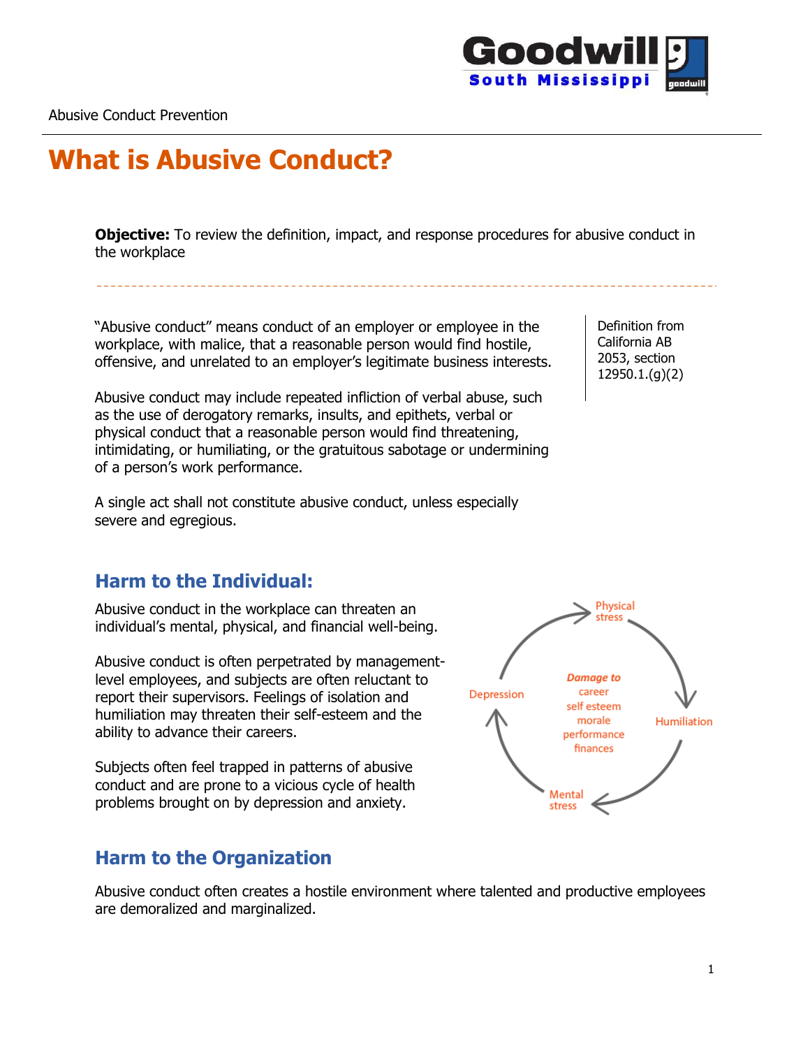Abusive Conduct Prevention

# What is Abusive Conduct?

**Objective:** To review the definition, impact, and response procedures for abusive conduct in the workplace

"Abusive conduct" means conduct of an employer or employee in the workplace, with malice, that a reasonable person would find hostile, offensive, and unrelated to an employer's legitimate business interests.

Definition from California AB 2053, section 12950.1.(g)(2)

Abusive conduct may include repeated infliction of verbal abuse, such as the use of derogatory remarks, insults, and epithets, verbal or physical conduct that a reasonable person would find threatening, intimidating, or humiliating, or the gratuitous sabotage or undermining of a person's work performance.

A single act shall not constitute abusive conduct, unless especially severe and egregious.

## Harm to the Individual:

Abusive conduct in the workplace can threaten an individual's mental, physical, and financial well-being.

Abusive conduct is often perpetrated by management-level employees, and subjects are often reluctant to report their supervisors. Feelings of isolation and humiliation may threaten their self-esteem and the ability to advance their careers.

Subjects often feel trapped in patterns of abusive conduct and are prone to a vicious cycle of health problems brought on by depression and anxiety.

Physical stress → Humiliation → Mental stress → Depression → Physical stress

*Damage to*
career
self esteem
morale
performance
finances

## Harm to the Organization

Abusive conduct often creates a hostile environment where talented and productive employees are demoralized and marginalized.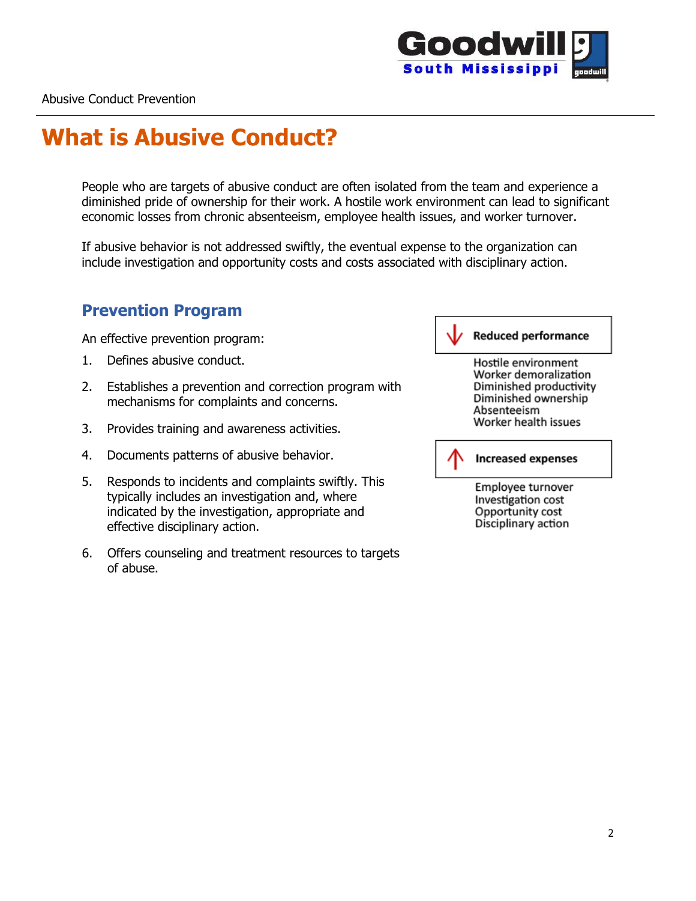# What is Abusive Conduct?

People who are targets of abusive conduct are often isolated from the team and experience a diminished pride of ownership for their work. A hostile work environment can lead to significant economic losses from chronic absenteeism, employee health issues, and worker turnover.

If abusive behavior is not addressed swiftly, the eventual expense to the organization can include investigation and opportunity costs and costs associated with disciplinary action.

## Prevention Program

An effective prevention program:

1. Defines abusive conduct.
2. Establishes a prevention and correction program with mechanisms for complaints and concerns.
3. Provides training and awareness activities.
4. Documents patterns of abusive behavior.
5. Responds to incidents and complaints swiftly. This typically includes an investigation and, where indicated by the investigation, appropriate and effective disciplinary action.
6. Offers counseling and treatment resources to targets of abuse.

**↓ Reduced performance**

Hostile environment
Worker demoralization
Diminished productivity
Diminished ownership
Absenteeism
Worker health issues

**↑ Increased expenses**

Employee turnover
Investigation cost
Opportunity cost
Disciplinary action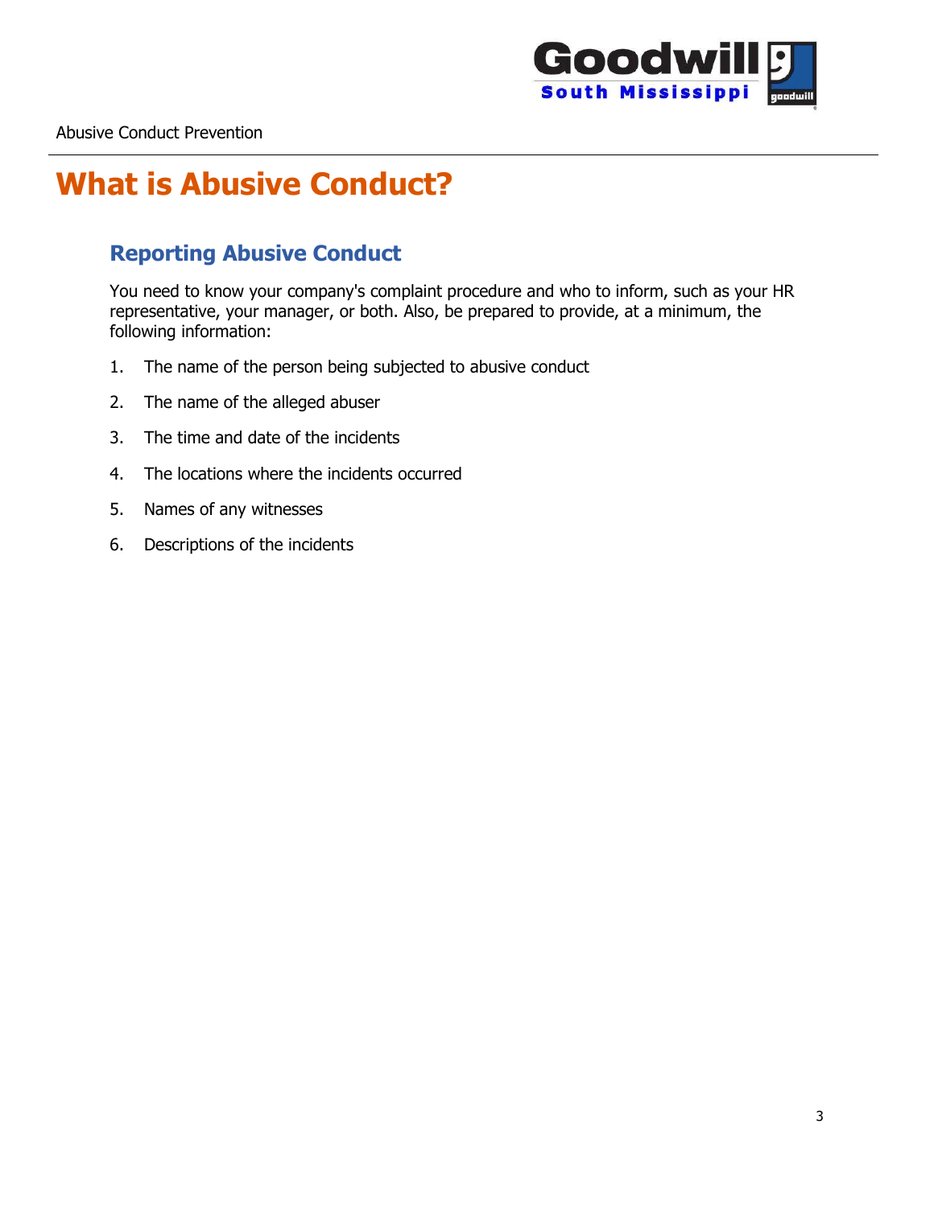# What is Abusive Conduct?

## Reporting Abusive Conduct

You need to know your company's complaint procedure and who to inform, such as your HR representative, your manager, or both. Also, be prepared to provide, at a minimum, the following information:

1. The name of the person being subjected to abusive conduct
2. The name of the alleged abuser
3. The time and date of the incidents
4. The locations where the incidents occurred
5. Names of any witnesses
6. Descriptions of the incidents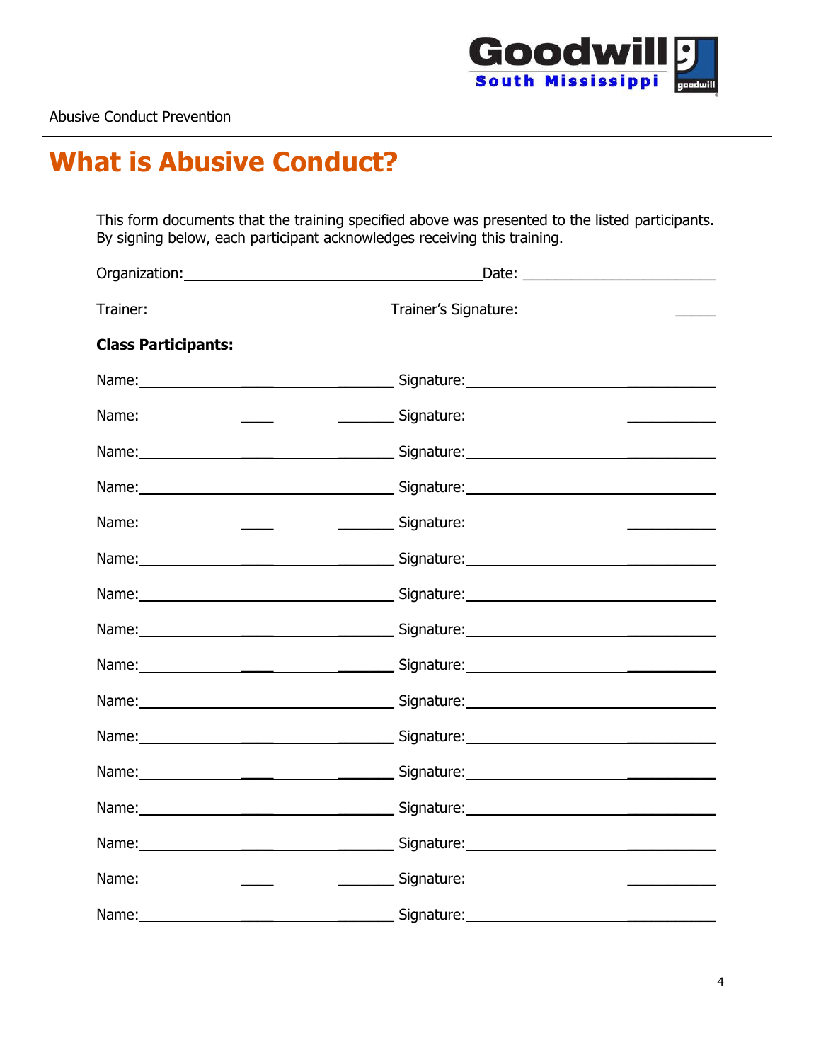Abusive Conduct Prevention

# What is Abusive Conduct?

This form documents that the training specified above was presented to the listed participants. By signing below, each participant acknowledges receiving this training.

Organization: ______________________________ Date: ____________________

Trainer: __________________________ Trainer's Signature: ____________________

**Class Participants:**

Name: __________________________ Signature: __________________________

Name: __________________________ Signature: __________________________

Name: __________________________ Signature: __________________________

Name: __________________________ Signature: __________________________

Name: __________________________ Signature: __________________________

Name: __________________________ Signature: __________________________

Name: __________________________ Signature: __________________________

Name: __________________________ Signature: __________________________

Name: __________________________ Signature: __________________________

Name: __________________________ Signature: __________________________

Name: __________________________ Signature: __________________________

Name: __________________________ Signature: __________________________

Name: __________________________ Signature: __________________________

Name: __________________________ Signature: __________________________

Name: __________________________ Signature: __________________________

Name: __________________________ Signature: __________________________